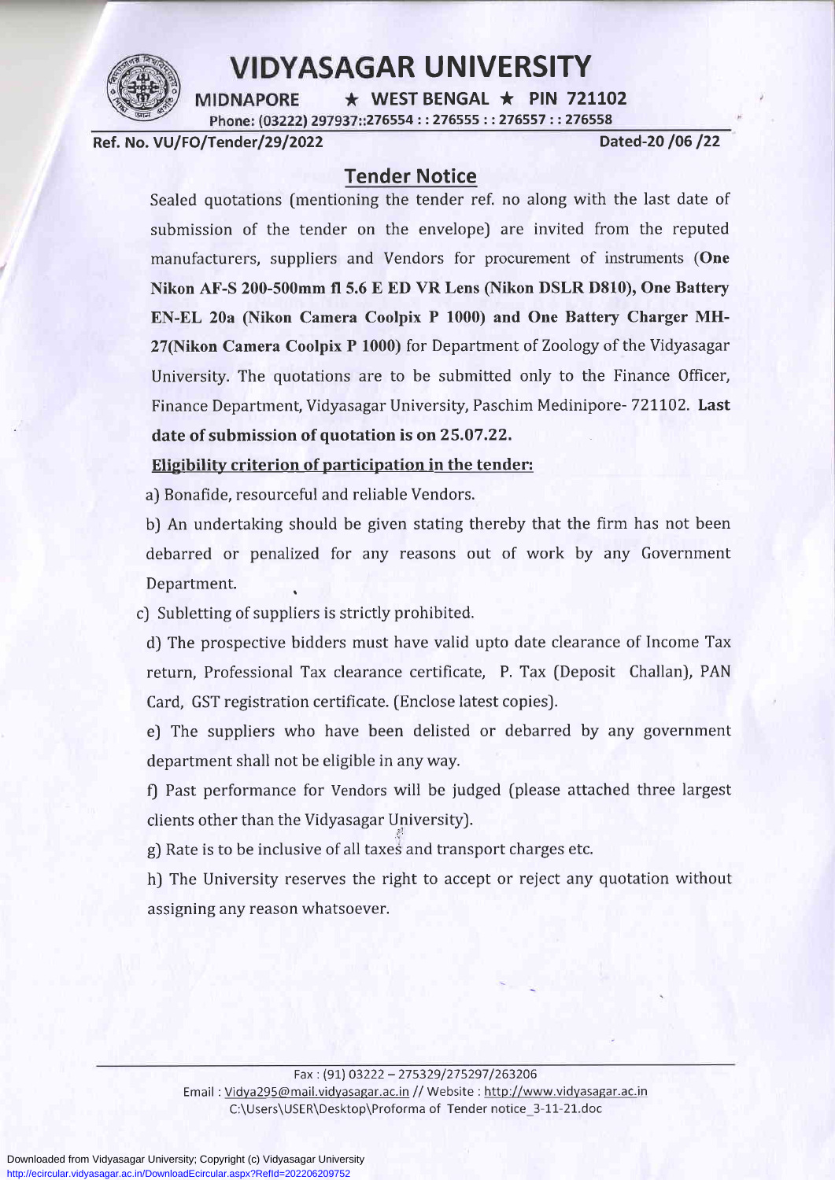# VIDYASAGAR UNIVERSITY

**MIDNAPORE ★ WEST BENGAL ★ PIN 721102**

Phone: (03222) 297937::276554 : : 276555 : : 276557 : : 276558

**Ref. No. VU/FO/Tender/29/2022** **Dated-20 /06 /22**

## Tender Notice

Sealed quotations (mentioning the tender ref. no along with the last date of submission of the tender on the envelope) are invited from the reputed manufacturers, suppliers and Vendors for procurement of instruments (**One Nikon AF-S 200-500mm fl 5.6 E ED VR Lens (Nikon DSLR D810), One Battery EN-EL 20a (Nikon Camera Coolpix P 1000) and One Battery Charger MH-27(Nikon Camera Coolpix P 1000)** for Department of Zoology of the Vidyasagar University. The quotations are to be submitted only to the Finance Officer, Finance Department, Vidyasagar University, Paschim Medinipore- 721102. **Last date of submission of quotation is on 25.07.22.**

**Eligibility criterion of participation in the tender:**

a) Bonafide, resourceful and reliable Vendors.

b) An undertaking should be given stating thereby that the firm has not been debarred or penalized for any reasons out of work by any Government Department.

c) Subletting of suppliers is strictly prohibited.

d) The prospective bidders must have valid upto date clearance of Income Tax return, Professional Tax clearance certificate, P. Tax (Deposit Challan), PAN Card, GST registration certificate. (Enclose latest copies).

e) The suppliers who have been delisted or debarred by any government department shall not be eligible in any way.

f) Past performance for Vendors will be judged (please attached three largest clients other than the Vidyasagar University).

g) Rate is to be inclusive of all taxes and transport charges etc.

h) The University reserves the right to accept or reject any quotation without assigning any reason whatsoever.

Fax : (91) 03222 – 275329/275297/263206

Email : Vidya295@mail.vidyasagar.ac.in // Website : http://www.vidyasagar.ac.in

C:\Users\USER\Desktop\Proforma of Tender notice_3-11-21.doc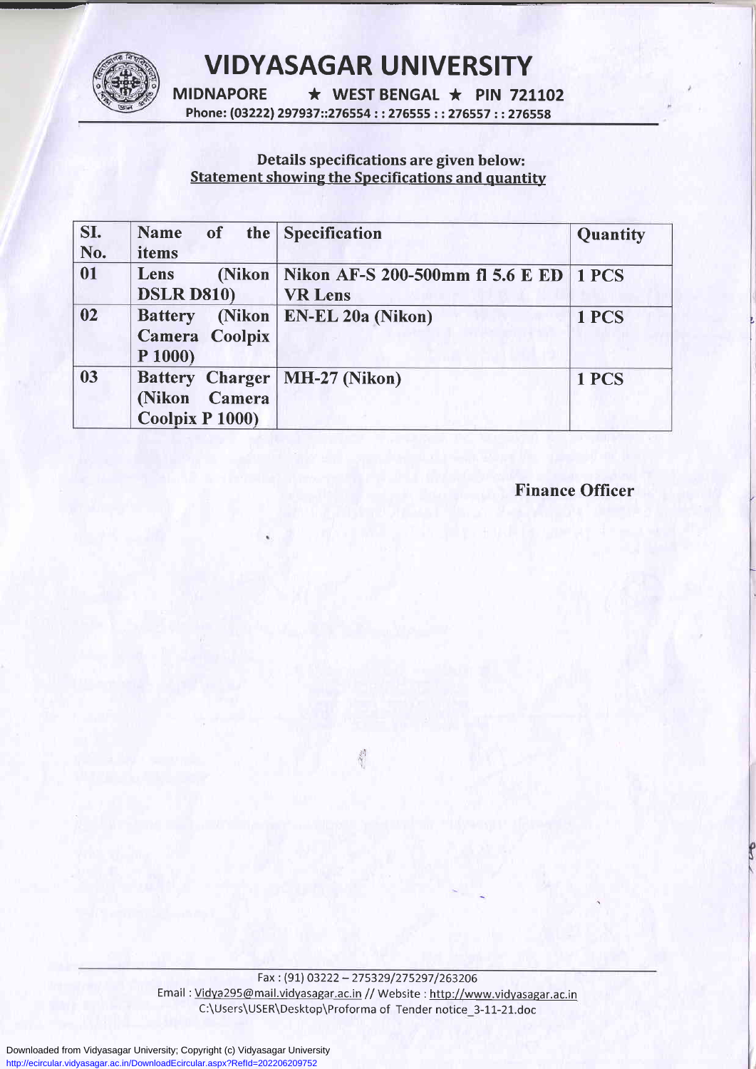# VIDYASAGAR UNIVERSITY

**MIDNAPORE ★ WEST BENGAL ★ PIN 721102**

**Phone: (03222) 297937::276554 : : 276555 : : 276557 : : 276558**

**Details specifications are given below:**

**Statement showing the Specifications and quantity**

| Sl. No. | Name of the items | Specification | Quantity |
|---|---|---|---|
| 01 | Lens (Nikon DSLR D810) | Nikon AF-S 200-500mm fl 5.6 E ED VR Lens | 1 PCS |
| 02 | Battery (Nikon Camera Coolpix P 1000) | EN-EL 20a (Nikon) | 1 PCS |
| 03 | Battery Charger (Nikon Camera Coolpix P 1000) | MH-27 (Nikon) | 1 PCS |

**Finance Officer**

Fax : (91) 03222 – 275329/275297/263206
Email : Vidya295@mail.vidyasagar.ac.in // Website : http://www.vidyasagar.ac.in
C:\Users\USER\Desktop\Proforma of Tender notice_3-11-21.doc

Downloaded from Vidyasagar University; Copyright (c) Vidyasagar University
http://ecircular.vidyasagar.ac.in/DownloadEcircular.aspx?RefId=202206209752